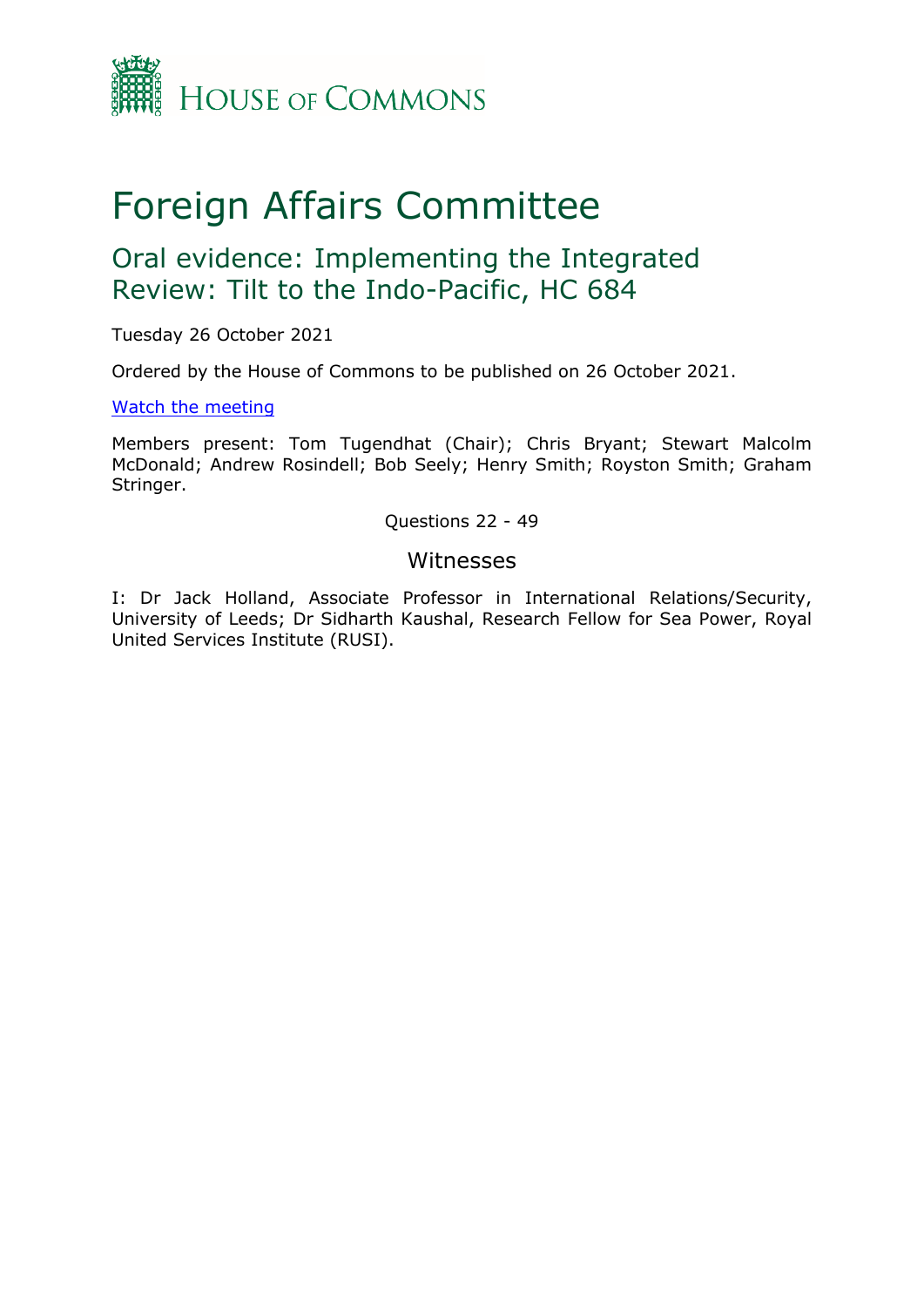HOUSE OF COMMONS

# Foreign Affairs Committee

## Oral evidence: Implementing the Integrated Review: Tilt to the Indo-Pacific, HC 684

Tuesday 26 October 2021

Ordered by the House of Commons to be published on 26 October 2021.

Watch the meeting

Members present: Tom Tugendhat (Chair); Chris Bryant; Stewart Malcolm McDonald; Andrew Rosindell; Bob Seely; Henry Smith; Royston Smith; Graham Stringer.

Questions 22 - 49

### Witnesses

I: Dr Jack Holland, Associate Professor in International Relations/Security, University of Leeds; Dr Sidharth Kaushal, Research Fellow for Sea Power, Royal United Services Institute (RUSI).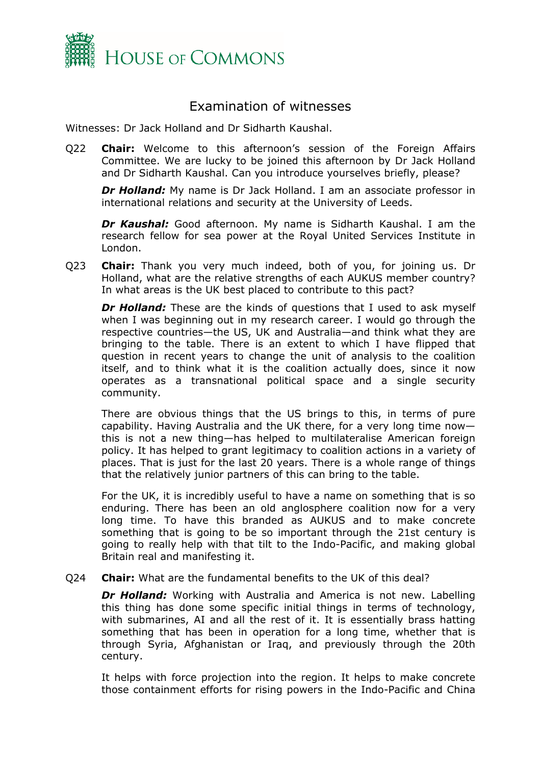# Examination of witnesses

Witnesses: Dr Jack Holland and Dr Sidharth Kaushal.

Q22 **Chair:** Welcome to this afternoon's session of the Foreign Affairs Committee. We are lucky to be joined this afternoon by Dr Jack Holland and Dr Sidharth Kaushal. Can you introduce yourselves briefly, please?

***Dr Holland:*** My name is Dr Jack Holland. I am an associate professor in international relations and security at the University of Leeds.

***Dr Kaushal:*** Good afternoon. My name is Sidharth Kaushal. I am the research fellow for sea power at the Royal United Services Institute in London.

Q23 **Chair:** Thank you very much indeed, both of you, for joining us. Dr Holland, what are the relative strengths of each AUKUS member country? In what areas is the UK best placed to contribute to this pact?

***Dr Holland:*** These are the kinds of questions that I used to ask myself when I was beginning out in my research career. I would go through the respective countries—the US, UK and Australia—and think what they are bringing to the table. There is an extent to which I have flipped that question in recent years to change the unit of analysis to the coalition itself, and to think what it is the coalition actually does, since it now operates as a transnational political space and a single security community.

There are obvious things that the US brings to this, in terms of pure capability. Having Australia and the UK there, for a very long time now—this is not a new thing—has helped to multilateralise American foreign policy. It has helped to grant legitimacy to coalition actions in a variety of places. That is just for the last 20 years. There is a whole range of things that the relatively junior partners of this can bring to the table.

For the UK, it is incredibly useful to have a name on something that is so enduring. There has been an old anglosphere coalition now for a very long time. To have this branded as AUKUS and to make concrete something that is going to be so important through the 21st century is going to really help with that tilt to the Indo-Pacific, and making global Britain real and manifesting it.

Q24 **Chair:** What are the fundamental benefits to the UK of this deal?

***Dr Holland:*** Working with Australia and America is not new. Labelling this thing has done some specific initial things in terms of technology, with submarines, AI and all the rest of it. It is essentially brass hatting something that has been in operation for a long time, whether that is through Syria, Afghanistan or Iraq, and previously through the 20th century.

It helps with force projection into the region. It helps to make concrete those containment efforts for rising powers in the Indo-Pacific and China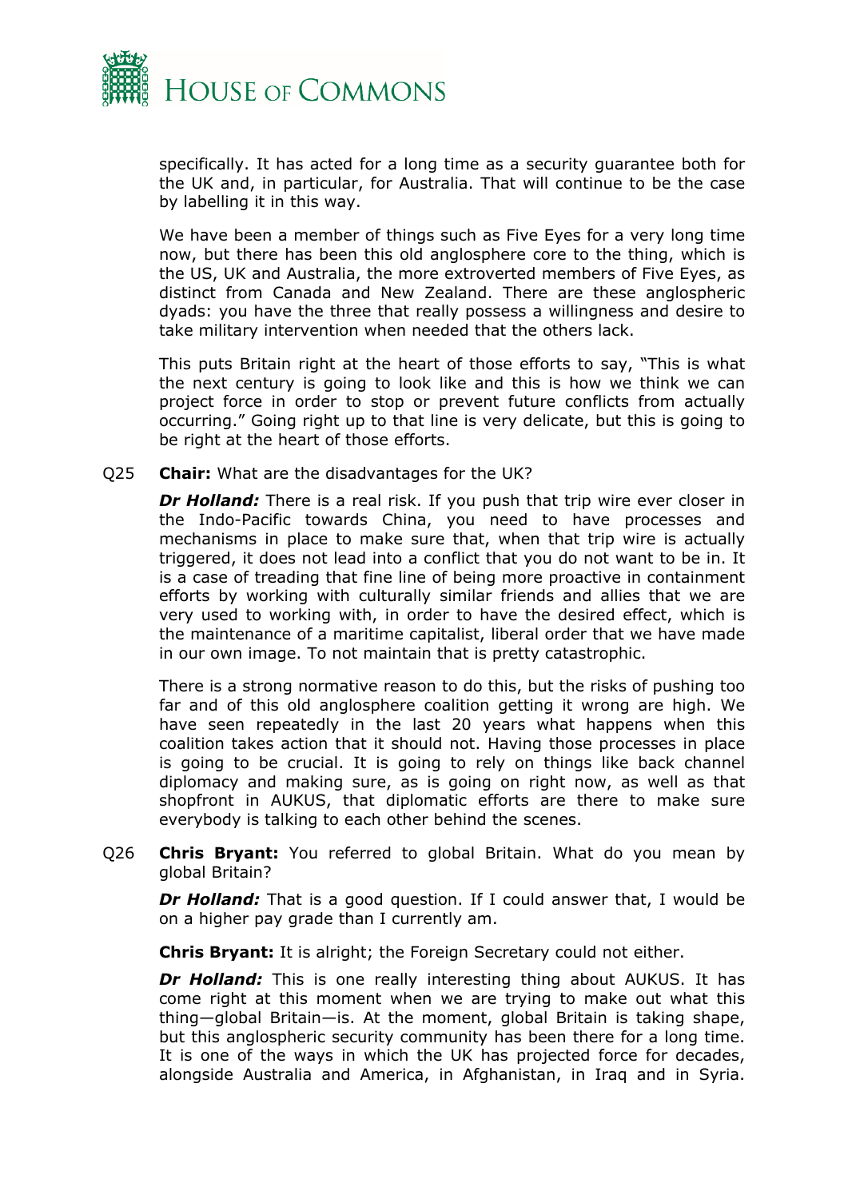specifically. It has acted for a long time as a security guarantee both for the UK and, in particular, for Australia. That will continue to be the case by labelling it in this way.

We have been a member of things such as Five Eyes for a very long time now, but there has been this old anglosphere core to the thing, which is the US, UK and Australia, the more extroverted members of Five Eyes, as distinct from Canada and New Zealand. There are these anglospheric dyads: you have the three that really possess a willingness and desire to take military intervention when needed that the others lack.

This puts Britain right at the heart of those efforts to say, "This is what the next century is going to look like and this is how we think we can project force in order to stop or prevent future conflicts from actually occurring." Going right up to that line is very delicate, but this is going to be right at the heart of those efforts.

Q25 **Chair:** What are the disadvantages for the UK?

***Dr Holland:*** There is a real risk. If you push that trip wire ever closer in the Indo-Pacific towards China, you need to have processes and mechanisms in place to make sure that, when that trip wire is actually triggered, it does not lead into a conflict that you do not want to be in. It is a case of treading that fine line of being more proactive in containment efforts by working with culturally similar friends and allies that we are very used to working with, in order to have the desired effect, which is the maintenance of a maritime capitalist, liberal order that we have made in our own image. To not maintain that is pretty catastrophic.

There is a strong normative reason to do this, but the risks of pushing too far and of this old anglosphere coalition getting it wrong are high. We have seen repeatedly in the last 20 years what happens when this coalition takes action that it should not. Having those processes in place is going to be crucial. It is going to rely on things like back channel diplomacy and making sure, as is going on right now, as well as that shopfront in AUKUS, that diplomatic efforts are there to make sure everybody is talking to each other behind the scenes.

Q26 **Chris Bryant:** You referred to global Britain. What do you mean by global Britain?

***Dr Holland:*** That is a good question. If I could answer that, I would be on a higher pay grade than I currently am.

**Chris Bryant:** It is alright; the Foreign Secretary could not either.

***Dr Holland:*** This is one really interesting thing about AUKUS. It has come right at this moment when we are trying to make out what this thing—global Britain—is. At the moment, global Britain is taking shape, but this anglospheric security community has been there for a long time. It is one of the ways in which the UK has projected force for decades, alongside Australia and America, in Afghanistan, in Iraq and in Syria.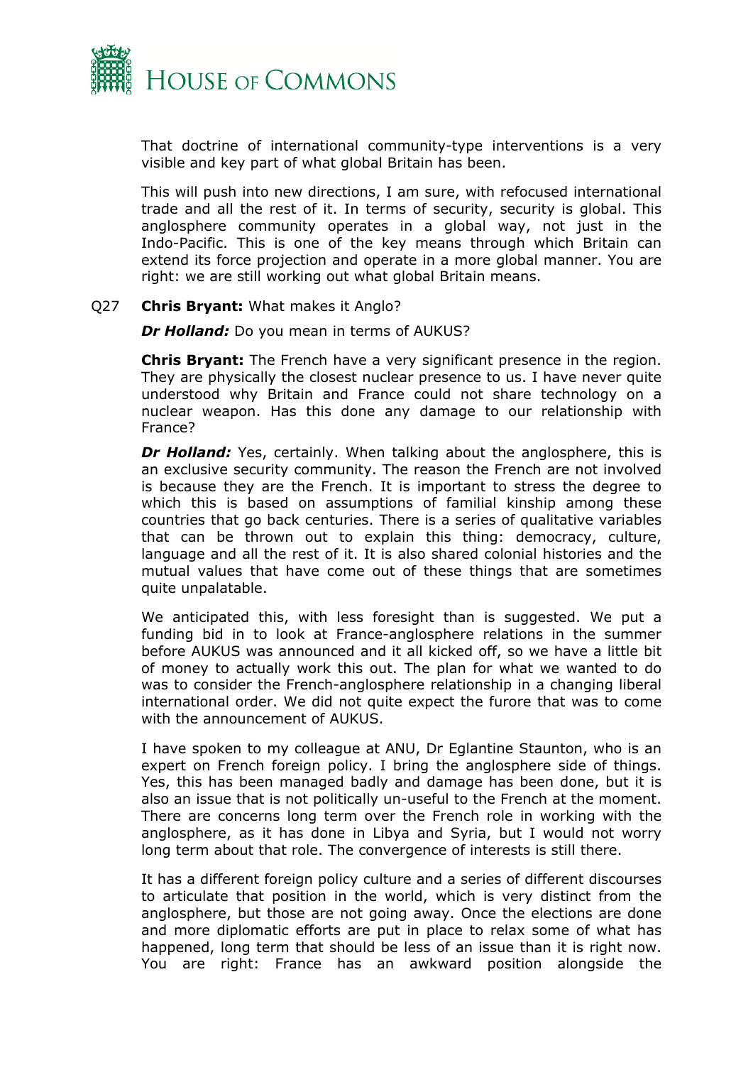That doctrine of international community-type interventions is a very visible and key part of what global Britain has been.

This will push into new directions, I am sure, with refocused international trade and all the rest of it. In terms of security, security is global. This anglosphere community operates in a global way, not just in the Indo-Pacific. This is one of the key means through which Britain can extend its force projection and operate in a more global manner. You are right: we are still working out what global Britain means.

Q27 **Chris Bryant:** What makes it Anglo?

***Dr Holland:*** Do you mean in terms of AUKUS?

**Chris Bryant:** The French have a very significant presence in the region. They are physically the closest nuclear presence to us. I have never quite understood why Britain and France could not share technology on a nuclear weapon. Has this done any damage to our relationship with France?

***Dr Holland:*** Yes, certainly. When talking about the anglosphere, this is an exclusive security community. The reason the French are not involved is because they are the French. It is important to stress the degree to which this is based on assumptions of familial kinship among these countries that go back centuries. There is a series of qualitative variables that can be thrown out to explain this thing: democracy, culture, language and all the rest of it. It is also shared colonial histories and the mutual values that have come out of these things that are sometimes quite unpalatable.

We anticipated this, with less foresight than is suggested. We put a funding bid in to look at France-anglosphere relations in the summer before AUKUS was announced and it all kicked off, so we have a little bit of money to actually work this out. The plan for what we wanted to do was to consider the French-anglosphere relationship in a changing liberal international order. We did not quite expect the furore that was to come with the announcement of AUKUS.

I have spoken to my colleague at ANU, Dr Eglantine Staunton, who is an expert on French foreign policy. I bring the anglosphere side of things. Yes, this has been managed badly and damage has been done, but it is also an issue that is not politically un-useful to the French at the moment. There are concerns long term over the French role in working with the anglosphere, as it has done in Libya and Syria, but I would not worry long term about that role. The convergence of interests is still there.

It has a different foreign policy culture and a series of different discourses to articulate that position in the world, which is very distinct from the anglosphere, but those are not going away. Once the elections are done and more diplomatic efforts are put in place to relax some of what has happened, long term that should be less of an issue than it is right now. You are right: France has an awkward position alongside the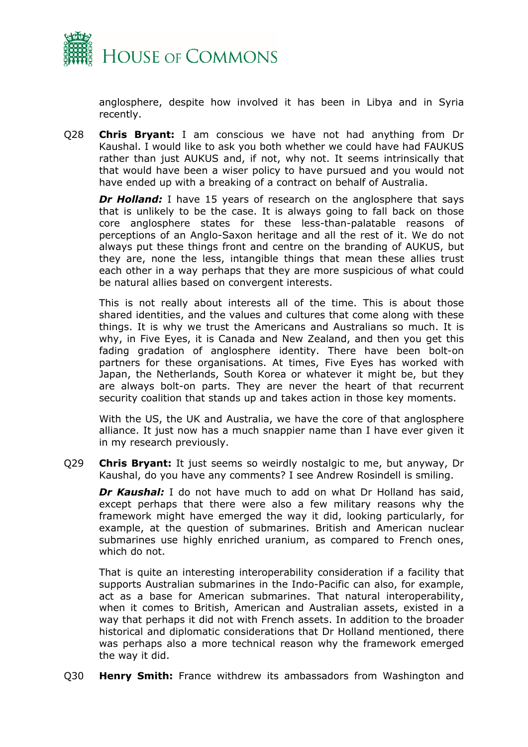anglosphere, despite how involved it has been in Libya and in Syria recently.

Q28 **Chris Bryant:** I am conscious we have not had anything from Dr Kaushal. I would like to ask you both whether we could have had FAUKUS rather than just AUKUS and, if not, why not. It seems intrinsically that that would have been a wiser policy to have pursued and you would not have ended up with a breaking of a contract on behalf of Australia.

***Dr Holland:*** I have 15 years of research on the anglosphere that says that is unlikely to be the case. It is always going to fall back on those core anglosphere states for these less-than-palatable reasons of perceptions of an Anglo-Saxon heritage and all the rest of it. We do not always put these things front and centre on the branding of AUKUS, but they are, none the less, intangible things that mean these allies trust each other in a way perhaps that they are more suspicious of what could be natural allies based on convergent interests.

This is not really about interests all of the time. This is about those shared identities, and the values and cultures that come along with these things. It is why we trust the Americans and Australians so much. It is why, in Five Eyes, it is Canada and New Zealand, and then you get this fading gradation of anglosphere identity. There have been bolt-on partners for these organisations. At times, Five Eyes has worked with Japan, the Netherlands, South Korea or whatever it might be, but they are always bolt-on parts. They are never the heart of that recurrent security coalition that stands up and takes action in those key moments.

With the US, the UK and Australia, we have the core of that anglosphere alliance. It just now has a much snappier name than I have ever given it in my research previously.

Q29 **Chris Bryant:** It just seems so weirdly nostalgic to me, but anyway, Dr Kaushal, do you have any comments? I see Andrew Rosindell is smiling.

***Dr Kaushal:*** I do not have much to add on what Dr Holland has said, except perhaps that there were also a few military reasons why the framework might have emerged the way it did, looking particularly, for example, at the question of submarines. British and American nuclear submarines use highly enriched uranium, as compared to French ones, which do not.

That is quite an interesting interoperability consideration if a facility that supports Australian submarines in the Indo-Pacific can also, for example, act as a base for American submarines. That natural interoperability, when it comes to British, American and Australian assets, existed in a way that perhaps it did not with French assets. In addition to the broader historical and diplomatic considerations that Dr Holland mentioned, there was perhaps also a more technical reason why the framework emerged the way it did.

Q30 **Henry Smith:** France withdrew its ambassadors from Washington and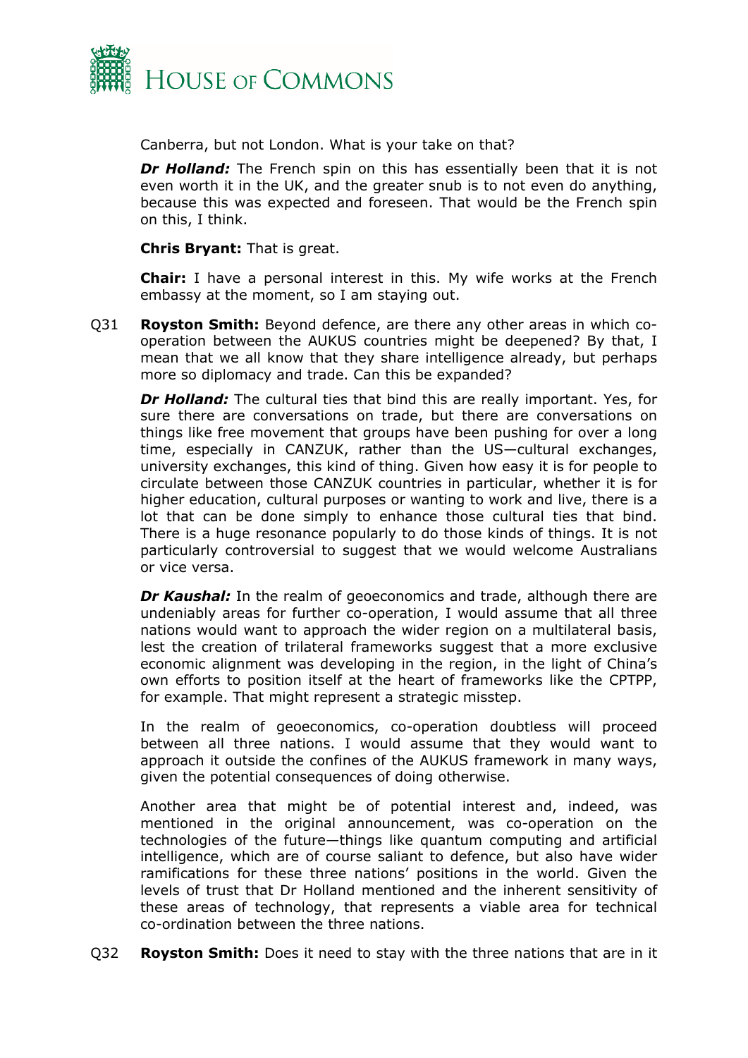Canberra, but not London. What is your take on that?

***Dr Holland:*** The French spin on this has essentially been that it is not even worth it in the UK, and the greater snub is to not even do anything, because this was expected and foreseen. That would be the French spin on this, I think.

**Chris Bryant:** That is great.

**Chair:** I have a personal interest in this. My wife works at the French embassy at the moment, so I am staying out.

Q31 **Royston Smith:** Beyond defence, are there any other areas in which co-operation between the AUKUS countries might be deepened? By that, I mean that we all know that they share intelligence already, but perhaps more so diplomacy and trade. Can this be expanded?

***Dr Holland:*** The cultural ties that bind this are really important. Yes, for sure there are conversations on trade, but there are conversations on things like free movement that groups have been pushing for over a long time, especially in CANZUK, rather than the US—cultural exchanges, university exchanges, this kind of thing. Given how easy it is for people to circulate between those CANZUK countries in particular, whether it is for higher education, cultural purposes or wanting to work and live, there is a lot that can be done simply to enhance those cultural ties that bind. There is a huge resonance popularly to do those kinds of things. It is not particularly controversial to suggest that we would welcome Australians or vice versa.

***Dr Kaushal:*** In the realm of geoeconomics and trade, although there are undeniably areas for further co-operation, I would assume that all three nations would want to approach the wider region on a multilateral basis, lest the creation of trilateral frameworks suggest that a more exclusive economic alignment was developing in the region, in the light of China's own efforts to position itself at the heart of frameworks like the CPTPP, for example. That might represent a strategic misstep.

In the realm of geoeconomics, co-operation doubtless will proceed between all three nations. I would assume that they would want to approach it outside the confines of the AUKUS framework in many ways, given the potential consequences of doing otherwise.

Another area that might be of potential interest and, indeed, was mentioned in the original announcement, was co-operation on the technologies of the future—things like quantum computing and artificial intelligence, which are of course saliant to defence, but also have wider ramifications for these three nations' positions in the world. Given the levels of trust that Dr Holland mentioned and the inherent sensitivity of these areas of technology, that represents a viable area for technical co-ordination between the three nations.

Q32 **Royston Smith:** Does it need to stay with the three nations that are in it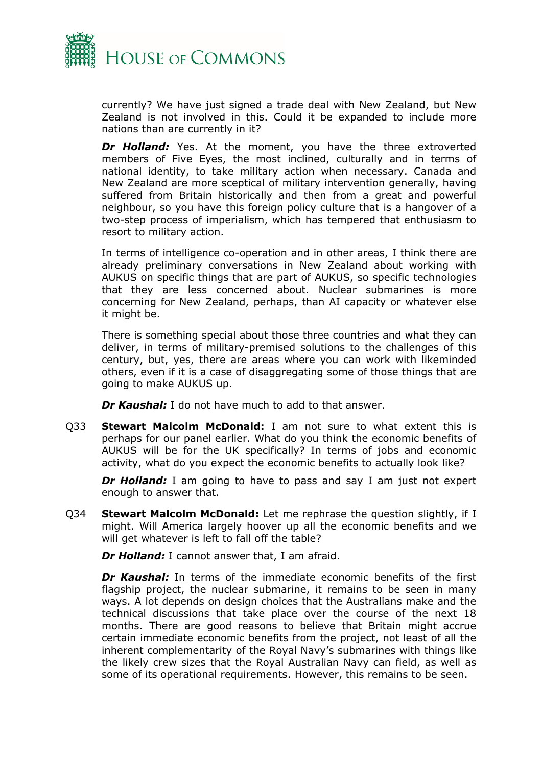currently? We have just signed a trade deal with New Zealand, but New Zealand is not involved in this. Could it be expanded to include more nations than are currently in it?

***Dr Holland:*** Yes. At the moment, you have the three extroverted members of Five Eyes, the most inclined, culturally and in terms of national identity, to take military action when necessary. Canada and New Zealand are more sceptical of military intervention generally, having suffered from Britain historically and then from a great and powerful neighbour, so you have this foreign policy culture that is a hangover of a two-step process of imperialism, which has tempered that enthusiasm to resort to military action.

In terms of intelligence co-operation and in other areas, I think there are already preliminary conversations in New Zealand about working with AUKUS on specific things that are part of AUKUS, so specific technologies that they are less concerned about. Nuclear submarines is more concerning for New Zealand, perhaps, than AI capacity or whatever else it might be.

There is something special about those three countries and what they can deliver, in terms of military-premised solutions to the challenges of this century, but, yes, there are areas where you can work with likeminded others, even if it is a case of disaggregating some of those things that are going to make AUKUS up.

***Dr Kaushal:*** I do not have much to add to that answer.

Q33 **Stewart Malcolm McDonald:** I am not sure to what extent this is perhaps for our panel earlier. What do you think the economic benefits of AUKUS will be for the UK specifically? In terms of jobs and economic activity, what do you expect the economic benefits to actually look like?

***Dr Holland:*** I am going to have to pass and say I am just not expert enough to answer that.

Q34 **Stewart Malcolm McDonald:** Let me rephrase the question slightly, if I might. Will America largely hoover up all the economic benefits and we will get whatever is left to fall off the table?

***Dr Holland:*** I cannot answer that, I am afraid.

***Dr Kaushal:*** In terms of the immediate economic benefits of the first flagship project, the nuclear submarine, it remains to be seen in many ways. A lot depends on design choices that the Australians make and the technical discussions that take place over the course of the next 18 months. There are good reasons to believe that Britain might accrue certain immediate economic benefits from the project, not least of all the inherent complementarity of the Royal Navy's submarines with things like the likely crew sizes that the Royal Australian Navy can field, as well as some of its operational requirements. However, this remains to be seen.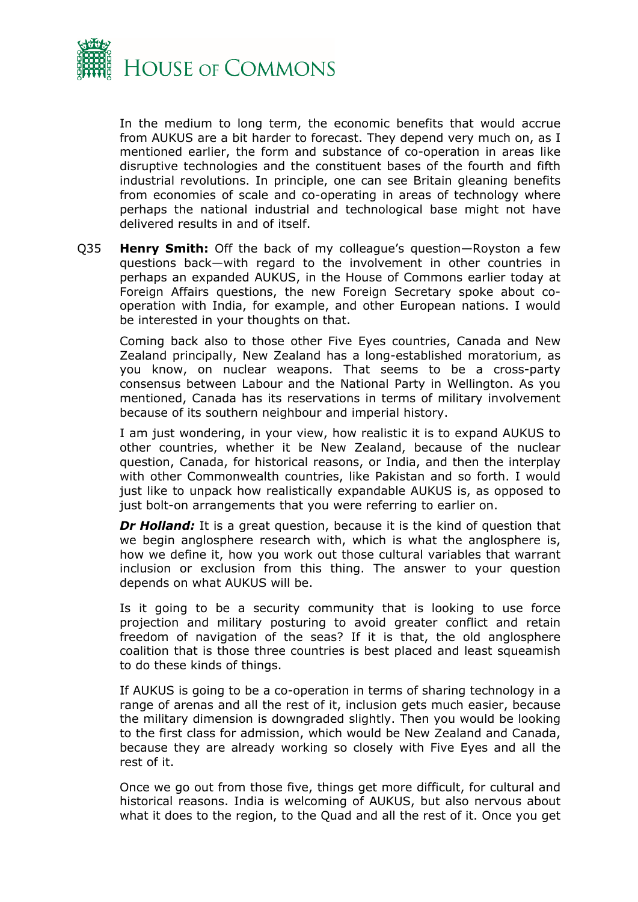In the medium to long term, the economic benefits that would accrue from AUKUS are a bit harder to forecast. They depend very much on, as I mentioned earlier, the form and substance of co-operation in areas like disruptive technologies and the constituent bases of the fourth and fifth industrial revolutions. In principle, one can see Britain gleaning benefits from economies of scale and co-operating in areas of technology where perhaps the national industrial and technological base might not have delivered results in and of itself.

Q35 **Henry Smith:** Off the back of my colleague's question—Royston a few questions back—with regard to the involvement in other countries in perhaps an expanded AUKUS, in the House of Commons earlier today at Foreign Affairs questions, the new Foreign Secretary spoke about co-operation with India, for example, and other European nations. I would be interested in your thoughts on that.

Coming back also to those other Five Eyes countries, Canada and New Zealand principally, New Zealand has a long-established moratorium, as you know, on nuclear weapons. That seems to be a cross-party consensus between Labour and the National Party in Wellington. As you mentioned, Canada has its reservations in terms of military involvement because of its southern neighbour and imperial history.

I am just wondering, in your view, how realistic it is to expand AUKUS to other countries, whether it be New Zealand, because of the nuclear question, Canada, for historical reasons, or India, and then the interplay with other Commonwealth countries, like Pakistan and so forth. I would just like to unpack how realistically expandable AUKUS is, as opposed to just bolt-on arrangements that you were referring to earlier on.

***Dr Holland:*** It is a great question, because it is the kind of question that we begin anglosphere research with, which is what the anglosphere is, how we define it, how you work out those cultural variables that warrant inclusion or exclusion from this thing. The answer to your question depends on what AUKUS will be.

Is it going to be a security community that is looking to use force projection and military posturing to avoid greater conflict and retain freedom of navigation of the seas? If it is that, the old anglosphere coalition that is those three countries is best placed and least squeamish to do these kinds of things.

If AUKUS is going to be a co-operation in terms of sharing technology in a range of arenas and all the rest of it, inclusion gets much easier, because the military dimension is downgraded slightly. Then you would be looking to the first class for admission, which would be New Zealand and Canada, because they are already working so closely with Five Eyes and all the rest of it.

Once we go out from those five, things get more difficult, for cultural and historical reasons. India is welcoming of AUKUS, but also nervous about what it does to the region, to the Quad and all the rest of it. Once you get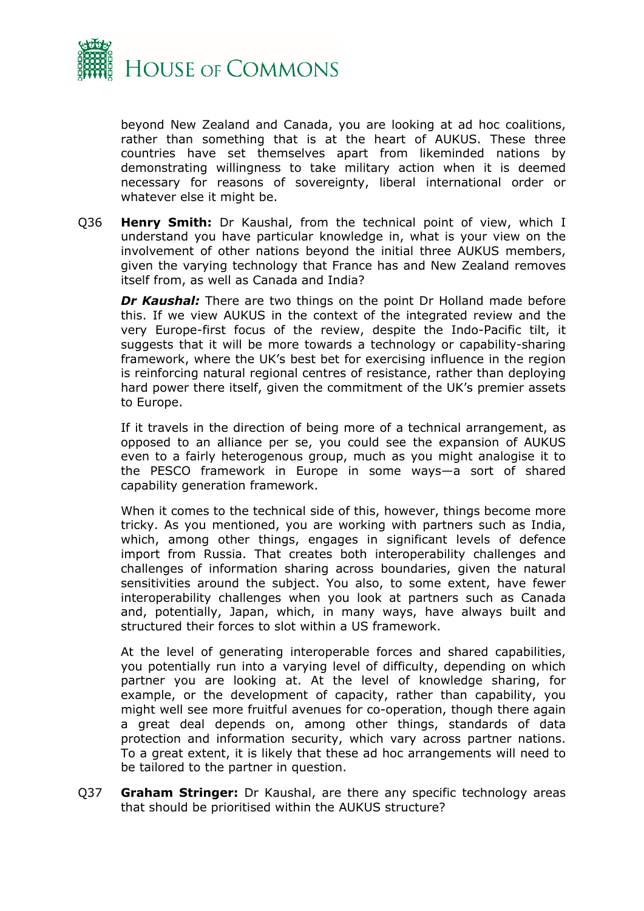beyond New Zealand and Canada, you are looking at ad hoc coalitions, rather than something that is at the heart of AUKUS. These three countries have set themselves apart from likeminded nations by demonstrating willingness to take military action when it is deemed necessary for reasons of sovereignty, liberal international order or whatever else it might be.

Q36 **Henry Smith:** Dr Kaushal, from the technical point of view, which I understand you have particular knowledge in, what is your view on the involvement of other nations beyond the initial three AUKUS members, given the varying technology that France has and New Zealand removes itself from, as well as Canada and India?

***Dr Kaushal:*** There are two things on the point Dr Holland made before this. If we view AUKUS in the context of the integrated review and the very Europe-first focus of the review, despite the Indo-Pacific tilt, it suggests that it will be more towards a technology or capability-sharing framework, where the UK's best bet for exercising influence in the region is reinforcing natural regional centres of resistance, rather than deploying hard power there itself, given the commitment of the UK's premier assets to Europe.

If it travels in the direction of being more of a technical arrangement, as opposed to an alliance per se, you could see the expansion of AUKUS even to a fairly heterogenous group, much as you might analogise it to the PESCO framework in Europe in some ways—a sort of shared capability generation framework.

When it comes to the technical side of this, however, things become more tricky. As you mentioned, you are working with partners such as India, which, among other things, engages in significant levels of defence import from Russia. That creates both interoperability challenges and challenges of information sharing across boundaries, given the natural sensitivities around the subject. You also, to some extent, have fewer interoperability challenges when you look at partners such as Canada and, potentially, Japan, which, in many ways, have always built and structured their forces to slot within a US framework.

At the level of generating interoperable forces and shared capabilities, you potentially run into a varying level of difficulty, depending on which partner you are looking at. At the level of knowledge sharing, for example, or the development of capacity, rather than capability, you might well see more fruitful avenues for co-operation, though there again a great deal depends on, among other things, standards of data protection and information security, which vary across partner nations. To a great extent, it is likely that these ad hoc arrangements will need to be tailored to the partner in question.

Q37 **Graham Stringer:** Dr Kaushal, are there any specific technology areas that should be prioritised within the AUKUS structure?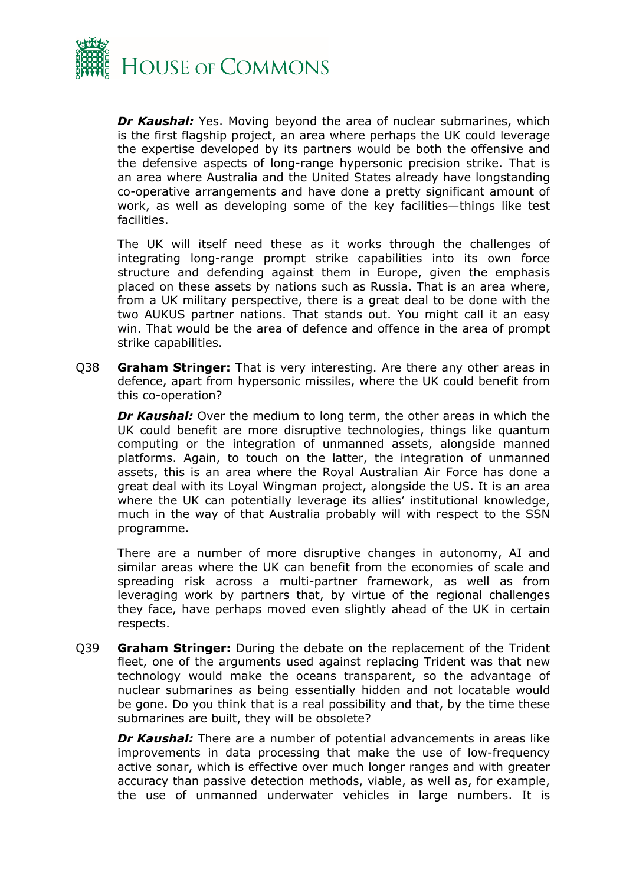***Dr Kaushal:*** Yes. Moving beyond the area of nuclear submarines, which is the first flagship project, an area where perhaps the UK could leverage the expertise developed by its partners would be both the offensive and the defensive aspects of long-range hypersonic precision strike. That is an area where Australia and the United States already have longstanding co-operative arrangements and have done a pretty significant amount of work, as well as developing some of the key facilities—things like test facilities.

The UK will itself need these as it works through the challenges of integrating long-range prompt strike capabilities into its own force structure and defending against them in Europe, given the emphasis placed on these assets by nations such as Russia. That is an area where, from a UK military perspective, there is a great deal to be done with the two AUKUS partner nations. That stands out. You might call it an easy win. That would be the area of defence and offence in the area of prompt strike capabilities.

Q38 **Graham Stringer:** That is very interesting. Are there any other areas in defence, apart from hypersonic missiles, where the UK could benefit from this co-operation?

***Dr Kaushal:*** Over the medium to long term, the other areas in which the UK could benefit are more disruptive technologies, things like quantum computing or the integration of unmanned assets, alongside manned platforms. Again, to touch on the latter, the integration of unmanned assets, this is an area where the Royal Australian Air Force has done a great deal with its Loyal Wingman project, alongside the US. It is an area where the UK can potentially leverage its allies' institutional knowledge, much in the way of that Australia probably will with respect to the SSN programme.

There are a number of more disruptive changes in autonomy, AI and similar areas where the UK can benefit from the economies of scale and spreading risk across a multi-partner framework, as well as from leveraging work by partners that, by virtue of the regional challenges they face, have perhaps moved even slightly ahead of the UK in certain respects.

Q39 **Graham Stringer:** During the debate on the replacement of the Trident fleet, one of the arguments used against replacing Trident was that new technology would make the oceans transparent, so the advantage of nuclear submarines as being essentially hidden and not locatable would be gone. Do you think that is a real possibility and that, by the time these submarines are built, they will be obsolete?

***Dr Kaushal:*** There are a number of potential advancements in areas like improvements in data processing that make the use of low-frequency active sonar, which is effective over much longer ranges and with greater accuracy than passive detection methods, viable, as well as, for example, the use of unmanned underwater vehicles in large numbers. It is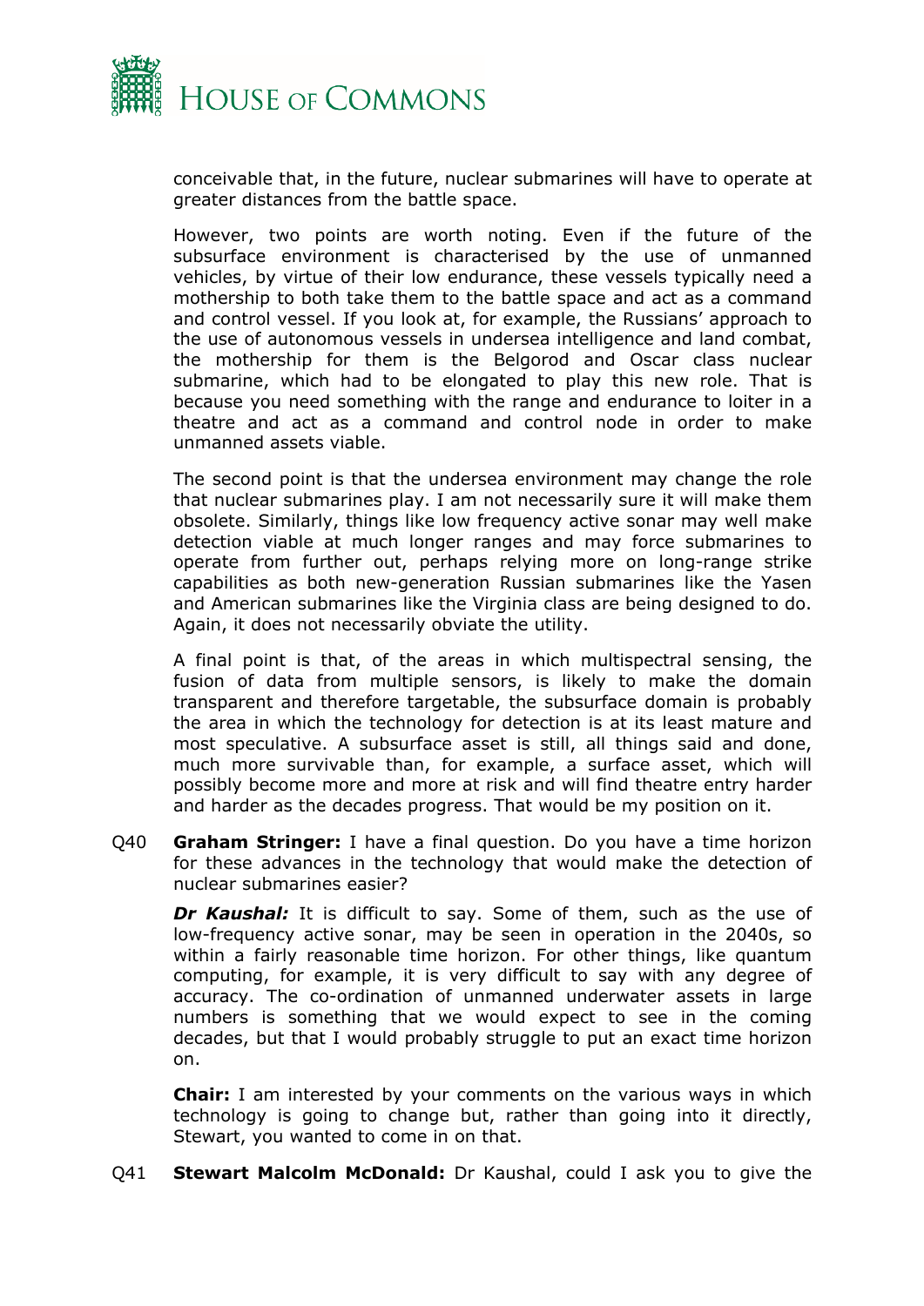conceivable that, in the future, nuclear submarines will have to operate at greater distances from the battle space.

However, two points are worth noting. Even if the future of the subsurface environment is characterised by the use of unmanned vehicles, by virtue of their low endurance, these vessels typically need a mothership to both take them to the battle space and act as a command and control vessel. If you look at, for example, the Russians' approach to the use of autonomous vessels in undersea intelligence and land combat, the mothership for them is the Belgorod and Oscar class nuclear submarine, which had to be elongated to play this new role. That is because you need something with the range and endurance to loiter in a theatre and act as a command and control node in order to make unmanned assets viable.

The second point is that the undersea environment may change the role that nuclear submarines play. I am not necessarily sure it will make them obsolete. Similarly, things like low frequency active sonar may well make detection viable at much longer ranges and may force submarines to operate from further out, perhaps relying more on long-range strike capabilities as both new-generation Russian submarines like the Yasen and American submarines like the Virginia class are being designed to do. Again, it does not necessarily obviate the utility.

A final point is that, of the areas in which multispectral sensing, the fusion of data from multiple sensors, is likely to make the domain transparent and therefore targetable, the subsurface domain is probably the area in which the technology for detection is at its least mature and most speculative. A subsurface asset is still, all things said and done, much more survivable than, for example, a surface asset, which will possibly become more and more at risk and will find theatre entry harder and harder as the decades progress. That would be my position on it.

Q40 **Graham Stringer:** I have a final question. Do you have a time horizon for these advances in the technology that would make the detection of nuclear submarines easier?

***Dr Kaushal:*** It is difficult to say. Some of them, such as the use of low-frequency active sonar, may be seen in operation in the 2040s, so within a fairly reasonable time horizon. For other things, like quantum computing, for example, it is very difficult to say with any degree of accuracy. The co-ordination of unmanned underwater assets in large numbers is something that we would expect to see in the coming decades, but that I would probably struggle to put an exact time horizon on.

**Chair:** I am interested by your comments on the various ways in which technology is going to change but, rather than going into it directly, Stewart, you wanted to come in on that.

Q41 **Stewart Malcolm McDonald:** Dr Kaushal, could I ask you to give the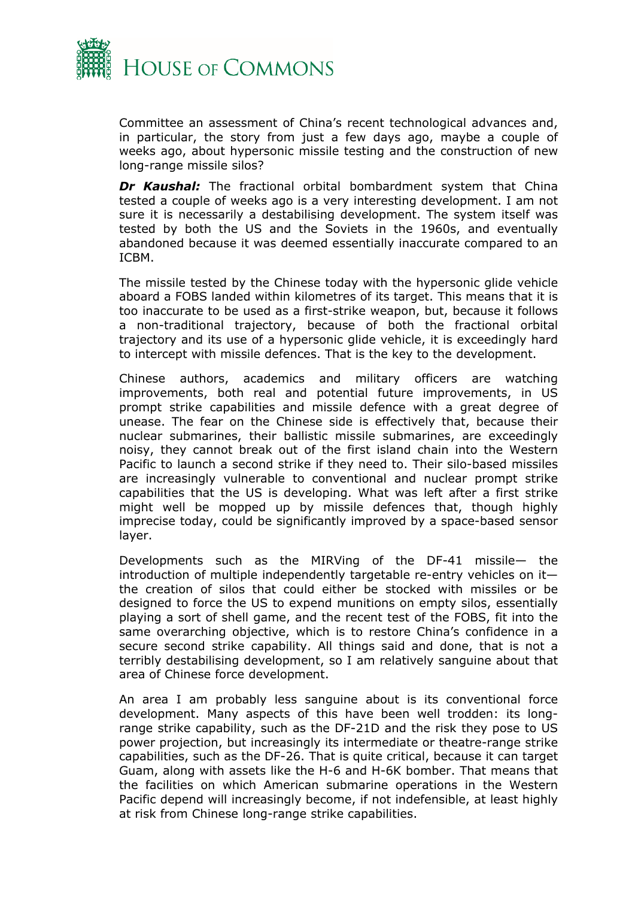Committee an assessment of China's recent technological advances and, in particular, the story from just a few days ago, maybe a couple of weeks ago, about hypersonic missile testing and the construction of new long-range missile silos?

***Dr Kaushal:*** The fractional orbital bombardment system that China tested a couple of weeks ago is a very interesting development. I am not sure it is necessarily a destabilising development. The system itself was tested by both the US and the Soviets in the 1960s, and eventually abandoned because it was deemed essentially inaccurate compared to an ICBM.

The missile tested by the Chinese today with the hypersonic glide vehicle aboard a FOBS landed within kilometres of its target. This means that it is too inaccurate to be used as a first-strike weapon, but, because it follows a non-traditional trajectory, because of both the fractional orbital trajectory and its use of a hypersonic glide vehicle, it is exceedingly hard to intercept with missile defences. That is the key to the development.

Chinese authors, academics and military officers are watching improvements, both real and potential future improvements, in US prompt strike capabilities and missile defence with a great degree of unease. The fear on the Chinese side is effectively that, because their nuclear submarines, their ballistic missile submarines, are exceedingly noisy, they cannot break out of the first island chain into the Western Pacific to launch a second strike if they need to. Their silo-based missiles are increasingly vulnerable to conventional and nuclear prompt strike capabilities that the US is developing. What was left after a first strike might well be mopped up by missile defences that, though highly imprecise today, could be significantly improved by a space-based sensor layer.

Developments such as the MIRVing of the DF-41 missile— the introduction of multiple independently targetable re-entry vehicles on it— the creation of silos that could either be stocked with missiles or be designed to force the US to expend munitions on empty silos, essentially playing a sort of shell game, and the recent test of the FOBS, fit into the same overarching objective, which is to restore China's confidence in a secure second strike capability. All things said and done, that is not a terribly destabilising development, so I am relatively sanguine about that area of Chinese force development.

An area I am probably less sanguine about is its conventional force development. Many aspects of this have been well trodden: its long-range strike capability, such as the DF-21D and the risk they pose to US power projection, but increasingly its intermediate or theatre-range strike capabilities, such as the DF-26. That is quite critical, because it can target Guam, along with assets like the H-6 and H-6K bomber. That means that the facilities on which American submarine operations in the Western Pacific depend will increasingly become, if not indefensible, at least highly at risk from Chinese long-range strike capabilities.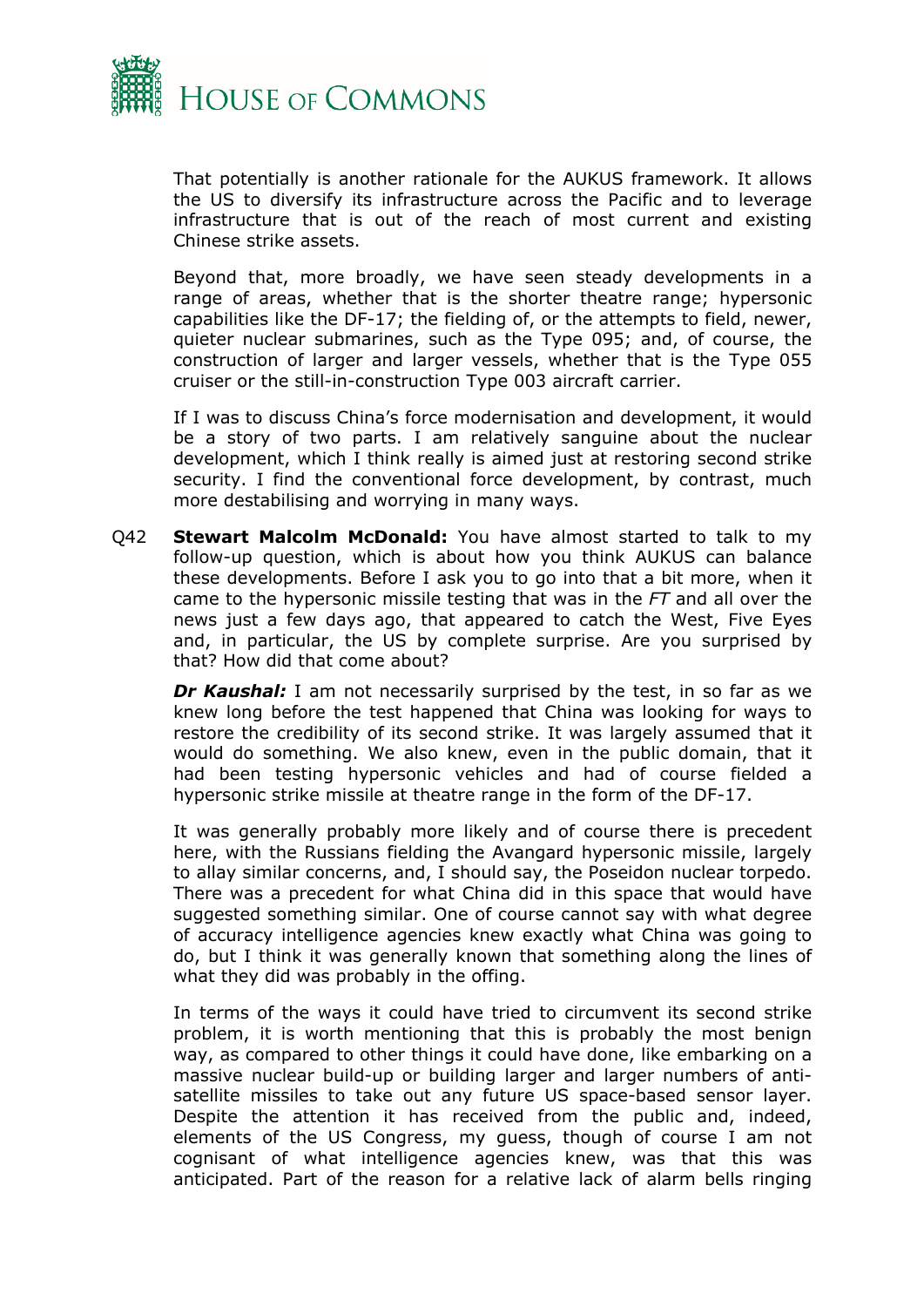That potentially is another rationale for the AUKUS framework. It allows the US to diversify its infrastructure across the Pacific and to leverage infrastructure that is out of the reach of most current and existing Chinese strike assets.

Beyond that, more broadly, we have seen steady developments in a range of areas, whether that is the shorter theatre range; hypersonic capabilities like the DF-17; the fielding of, or the attempts to field, newer, quieter nuclear submarines, such as the Type 095; and, of course, the construction of larger and larger vessels, whether that is the Type 055 cruiser or the still-in-construction Type 003 aircraft carrier.

If I was to discuss China's force modernisation and development, it would be a story of two parts. I am relatively sanguine about the nuclear development, which I think really is aimed just at restoring second strike security. I find the conventional force development, by contrast, much more destabilising and worrying in many ways.

Q42 **Stewart Malcolm McDonald:** You have almost started to talk to my follow-up question, which is about how you think AUKUS can balance these developments. Before I ask you to go into that a bit more, when it came to the hypersonic missile testing that was in the *FT* and all over the news just a few days ago, that appeared to catch the West, Five Eyes and, in particular, the US by complete surprise. Are you surprised by that? How did that come about?

***Dr Kaushal:*** I am not necessarily surprised by the test, in so far as we knew long before the test happened that China was looking for ways to restore the credibility of its second strike. It was largely assumed that it would do something. We also knew, even in the public domain, that it had been testing hypersonic vehicles and had of course fielded a hypersonic strike missile at theatre range in the form of the DF-17.

It was generally probably more likely and of course there is precedent here, with the Russians fielding the Avangard hypersonic missile, largely to allay similar concerns, and, I should say, the Poseidon nuclear torpedo. There was a precedent for what China did in this space that would have suggested something similar. One of course cannot say with what degree of accuracy intelligence agencies knew exactly what China was going to do, but I think it was generally known that something along the lines of what they did was probably in the offing.

In terms of the ways it could have tried to circumvent its second strike problem, it is worth mentioning that this is probably the most benign way, as compared to other things it could have done, like embarking on a massive nuclear build-up or building larger and larger numbers of anti-satellite missiles to take out any future US space-based sensor layer. Despite the attention it has received from the public and, indeed, elements of the US Congress, my guess, though of course I am not cognisant of what intelligence agencies knew, was that this was anticipated. Part of the reason for a relative lack of alarm bells ringing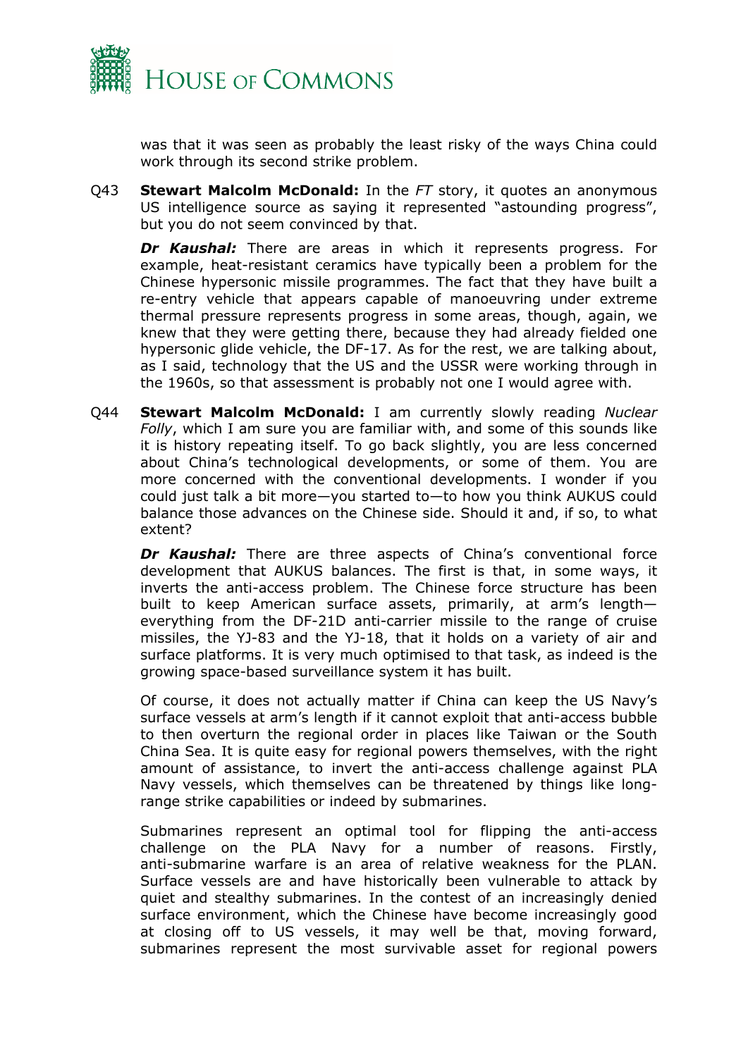was that it was seen as probably the least risky of the ways China could work through its second strike problem.

Q43 **Stewart Malcolm McDonald:** In the *FT* story, it quotes an anonymous US intelligence source as saying it represented "astounding progress", but you do not seem convinced by that.

***Dr Kaushal:*** There are areas in which it represents progress. For example, heat-resistant ceramics have typically been a problem for the Chinese hypersonic missile programmes. The fact that they have built a re-entry vehicle that appears capable of manoeuvring under extreme thermal pressure represents progress in some areas, though, again, we knew that they were getting there, because they had already fielded one hypersonic glide vehicle, the DF-17. As for the rest, we are talking about, as I said, technology that the US and the USSR were working through in the 1960s, so that assessment is probably not one I would agree with.

Q44 **Stewart Malcolm McDonald:** I am currently slowly reading *Nuclear Folly*, which I am sure you are familiar with, and some of this sounds like it is history repeating itself. To go back slightly, you are less concerned about China's technological developments, or some of them. You are more concerned with the conventional developments. I wonder if you could just talk a bit more—you started to—to how you think AUKUS could balance those advances on the Chinese side. Should it and, if so, to what extent?

***Dr Kaushal:*** There are three aspects of China's conventional force development that AUKUS balances. The first is that, in some ways, it inverts the anti-access problem. The Chinese force structure has been built to keep American surface assets, primarily, at arm's length—everything from the DF-21D anti-carrier missile to the range of cruise missiles, the YJ-83 and the YJ-18, that it holds on a variety of air and surface platforms. It is very much optimised to that task, as indeed is the growing space-based surveillance system it has built.

Of course, it does not actually matter if China can keep the US Navy's surface vessels at arm's length if it cannot exploit that anti-access bubble to then overturn the regional order in places like Taiwan or the South China Sea. It is quite easy for regional powers themselves, with the right amount of assistance, to invert the anti-access challenge against PLA Navy vessels, which themselves can be threatened by things like long-range strike capabilities or indeed by submarines.

Submarines represent an optimal tool for flipping the anti-access challenge on the PLA Navy for a number of reasons. Firstly, anti-submarine warfare is an area of relative weakness for the PLAN. Surface vessels are and have historically been vulnerable to attack by quiet and stealthy submarines. In the contest of an increasingly denied surface environment, which the Chinese have become increasingly good at closing off to US vessels, it may well be that, moving forward, submarines represent the most survivable asset for regional powers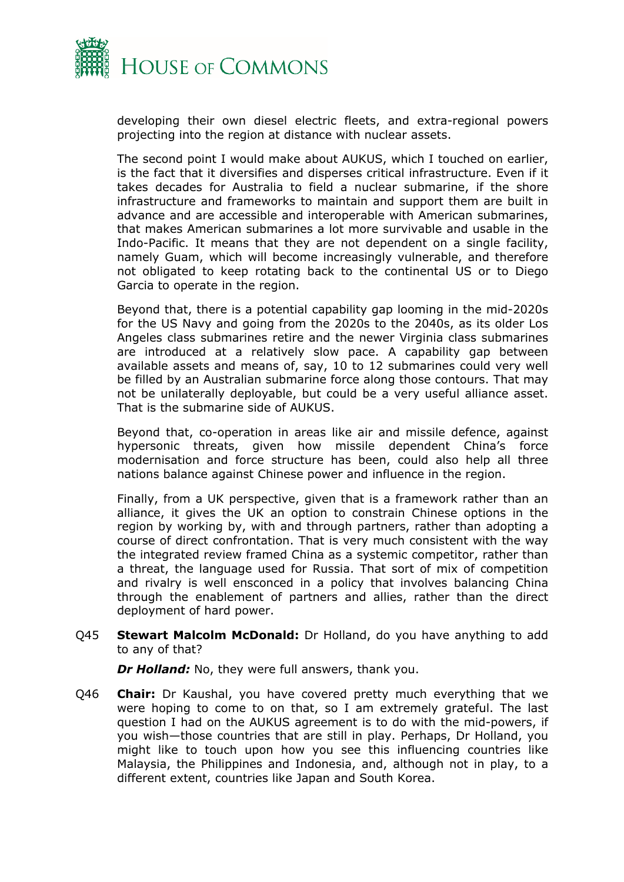developing their own diesel electric fleets, and extra-regional powers projecting into the region at distance with nuclear assets.

The second point I would make about AUKUS, which I touched on earlier, is the fact that it diversifies and disperses critical infrastructure. Even if it takes decades for Australia to field a nuclear submarine, if the shore infrastructure and frameworks to maintain and support them are built in advance and are accessible and interoperable with American submarines, that makes American submarines a lot more survivable and usable in the Indo-Pacific. It means that they are not dependent on a single facility, namely Guam, which will become increasingly vulnerable, and therefore not obligated to keep rotating back to the continental US or to Diego Garcia to operate in the region.

Beyond that, there is a potential capability gap looming in the mid-2020s for the US Navy and going from the 2020s to the 2040s, as its older Los Angeles class submarines retire and the newer Virginia class submarines are introduced at a relatively slow pace. A capability gap between available assets and means of, say, 10 to 12 submarines could very well be filled by an Australian submarine force along those contours. That may not be unilaterally deployable, but could be a very useful alliance asset. That is the submarine side of AUKUS.

Beyond that, co-operation in areas like air and missile defence, against hypersonic threats, given how missile dependent China's force modernisation and force structure has been, could also help all three nations balance against Chinese power and influence in the region.

Finally, from a UK perspective, given that is a framework rather than an alliance, it gives the UK an option to constrain Chinese options in the region by working by, with and through partners, rather than adopting a course of direct confrontation. That is very much consistent with the way the integrated review framed China as a systemic competitor, rather than a threat, the language used for Russia. That sort of mix of competition and rivalry is well ensconced in a policy that involves balancing China through the enablement of partners and allies, rather than the direct deployment of hard power.

Q45 **Stewart Malcolm McDonald:** Dr Holland, do you have anything to add to any of that?

***Dr Holland:*** No, they were full answers, thank you.

Q46 **Chair:** Dr Kaushal, you have covered pretty much everything that we were hoping to come to on that, so I am extremely grateful. The last question I had on the AUKUS agreement is to do with the mid-powers, if you wish—those countries that are still in play. Perhaps, Dr Holland, you might like to touch upon how you see this influencing countries like Malaysia, the Philippines and Indonesia, and, although not in play, to a different extent, countries like Japan and South Korea.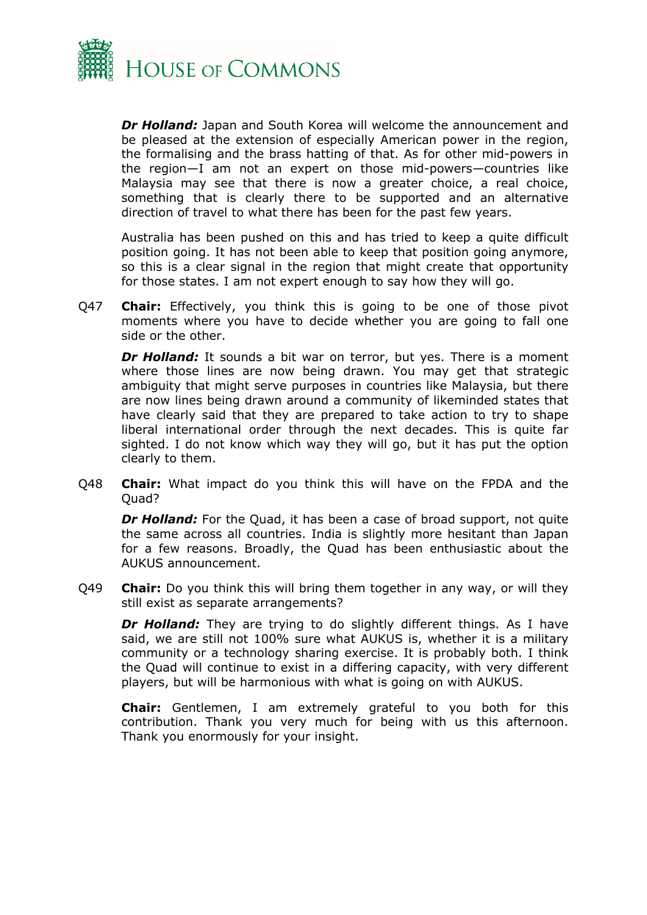***Dr Holland:*** Japan and South Korea will welcome the announcement and be pleased at the extension of especially American power in the region, the formalising and the brass hatting of that. As for other mid-powers in the region—I am not an expert on those mid-powers—countries like Malaysia may see that there is now a greater choice, a real choice, something that is clearly there to be supported and an alternative direction of travel to what there has been for the past few years.

Australia has been pushed on this and has tried to keep a quite difficult position going. It has not been able to keep that position going anymore, so this is a clear signal in the region that might create that opportunity for those states. I am not expert enough to say how they will go.

Q47 **Chair:** Effectively, you think this is going to be one of those pivot moments where you have to decide whether you are going to fall one side or the other.

***Dr Holland:*** It sounds a bit war on terror, but yes. There is a moment where those lines are now being drawn. You may get that strategic ambiguity that might serve purposes in countries like Malaysia, but there are now lines being drawn around a community of likeminded states that have clearly said that they are prepared to take action to try to shape liberal international order through the next decades. This is quite far sighted. I do not know which way they will go, but it has put the option clearly to them.

Q48 **Chair:** What impact do you think this will have on the FPDA and the Quad?

***Dr Holland:*** For the Quad, it has been a case of broad support, not quite the same across all countries. India is slightly more hesitant than Japan for a few reasons. Broadly, the Quad has been enthusiastic about the AUKUS announcement.

Q49 **Chair:** Do you think this will bring them together in any way, or will they still exist as separate arrangements?

***Dr Holland:*** They are trying to do slightly different things. As I have said, we are still not 100% sure what AUKUS is, whether it is a military community or a technology sharing exercise. It is probably both. I think the Quad will continue to exist in a differing capacity, with very different players, but will be harmonious with what is going on with AUKUS.

**Chair:** Gentlemen, I am extremely grateful to you both for this contribution. Thank you very much for being with us this afternoon. Thank you enormously for your insight.